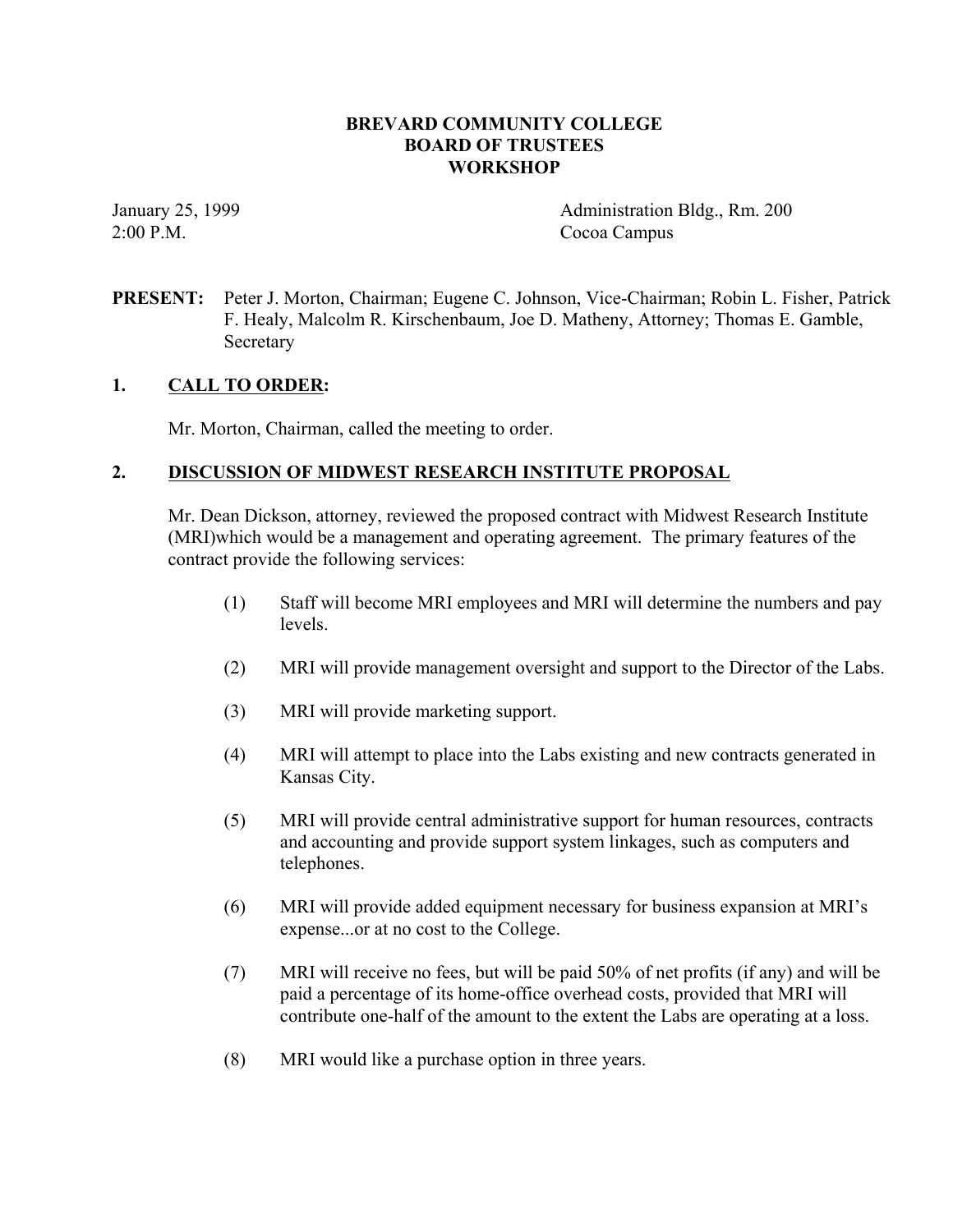# BREVARD COMMUNITY COLLEGE
# BOARD OF TRUSTEES
# WORKSHOP

January 25, 1999
2:00 P.M.

Administration Bldg., Rm. 200
Cocoa Campus

**PRESENT:** Peter J. Morton, Chairman; Eugene C. Johnson, Vice-Chairman; Robin L. Fisher, Patrick F. Healy, Malcolm R. Kirschenbaum, Joe D. Matheny, Attorney; Thomas E. Gamble, Secretary

## 1. CALL TO ORDER:

Mr. Morton, Chairman, called the meeting to order.

## 2. DISCUSSION OF MIDWEST RESEARCH INSTITUTE PROPOSAL

Mr. Dean Dickson, attorney, reviewed the proposed contract with Midwest Research Institute (MRI)which would be a management and operating agreement. The primary features of the contract provide the following services:

(1) Staff will become MRI employees and MRI will determine the numbers and pay levels.

(2) MRI will provide management oversight and support to the Director of the Labs.

(3) MRI will provide marketing support.

(4) MRI will attempt to place into the Labs existing and new contracts generated in Kansas City.

(5) MRI will provide central administrative support for human resources, contracts and accounting and provide support system linkages, such as computers and telephones.

(6) MRI will provide added equipment necessary for business expansion at MRI's expense...or at no cost to the College.

(7) MRI will receive no fees, but will be paid 50% of net profits (if any) and will be paid a percentage of its home-office overhead costs, provided that MRI will contribute one-half of the amount to the extent the Labs are operating at a loss.

(8) MRI would like a purchase option in three years.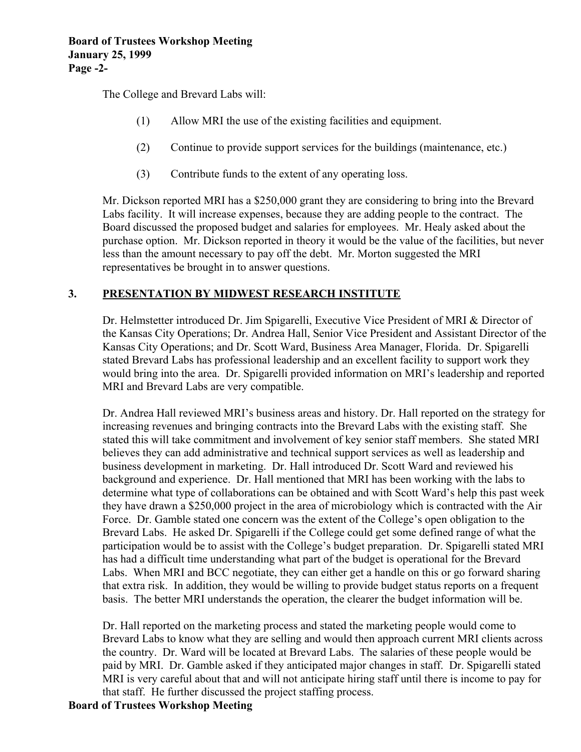The College and Brevard Labs will:

(1) Allow MRI the use of the existing facilities and equipment.

(2) Continue to provide support services for the buildings (maintenance, etc.)

(3) Contribute funds to the extent of any operating loss.

Mr. Dickson reported MRI has a $250,000 grant they are considering to bring into the Brevard Labs facility. It will increase expenses, because they are adding people to the contract. The Board discussed the proposed budget and salaries for employees. Mr. Healy asked about the purchase option. Mr. Dickson reported in theory it would be the value of the facilities, but never less than the amount necessary to pay off the debt. Mr. Morton suggested the MRI representatives be brought in to answer questions.

## 3. PRESENTATION BY MIDWEST RESEARCH INSTITUTE

Dr. Helmstetter introduced Dr. Jim Spigarelli, Executive Vice President of MRI & Director of the Kansas City Operations; Dr. Andrea Hall, Senior Vice President and Assistant Director of the Kansas City Operations; and Dr. Scott Ward, Business Area Manager, Florida. Dr. Spigarelli stated Brevard Labs has professional leadership and an excellent facility to support work they would bring into the area. Dr. Spigarelli provided information on MRI's leadership and reported MRI and Brevard Labs are very compatible.

Dr. Andrea Hall reviewed MRI's business areas and history. Dr. Hall reported on the strategy for increasing revenues and bringing contracts into the Brevard Labs with the existing staff. She stated this will take commitment and involvement of key senior staff members. She stated MRI believes they can add administrative and technical support services as well as leadership and business development in marketing. Dr. Hall introduced Dr. Scott Ward and reviewed his background and experience. Dr. Hall mentioned that MRI has been working with the labs to determine what type of collaborations can be obtained and with Scott Ward's help this past week they have drawn a $250,000 project in the area of microbiology which is contracted with the Air Force. Dr. Gamble stated one concern was the extent of the College's open obligation to the Brevard Labs. He asked Dr. Spigarelli if the College could get some defined range of what the participation would be to assist with the College's budget preparation. Dr. Spigarelli stated MRI has had a difficult time understanding what part of the budget is operational for the Brevard Labs. When MRI and BCC negotiate, they can either get a handle on this or go forward sharing that extra risk. In addition, they would be willing to provide budget status reports on a frequent basis. The better MRI understands the operation, the clearer the budget information will be.

Dr. Hall reported on the marketing process and stated the marketing people would come to Brevard Labs to know what they are selling and would then approach current MRI clients across the country. Dr. Ward will be located at Brevard Labs. The salaries of these people would be paid by MRI. Dr. Gamble asked if they anticipated major changes in staff. Dr. Spigarelli stated MRI is very careful about that and will not anticipate hiring staff until there is income to pay for that staff. He further discussed the project staffing process.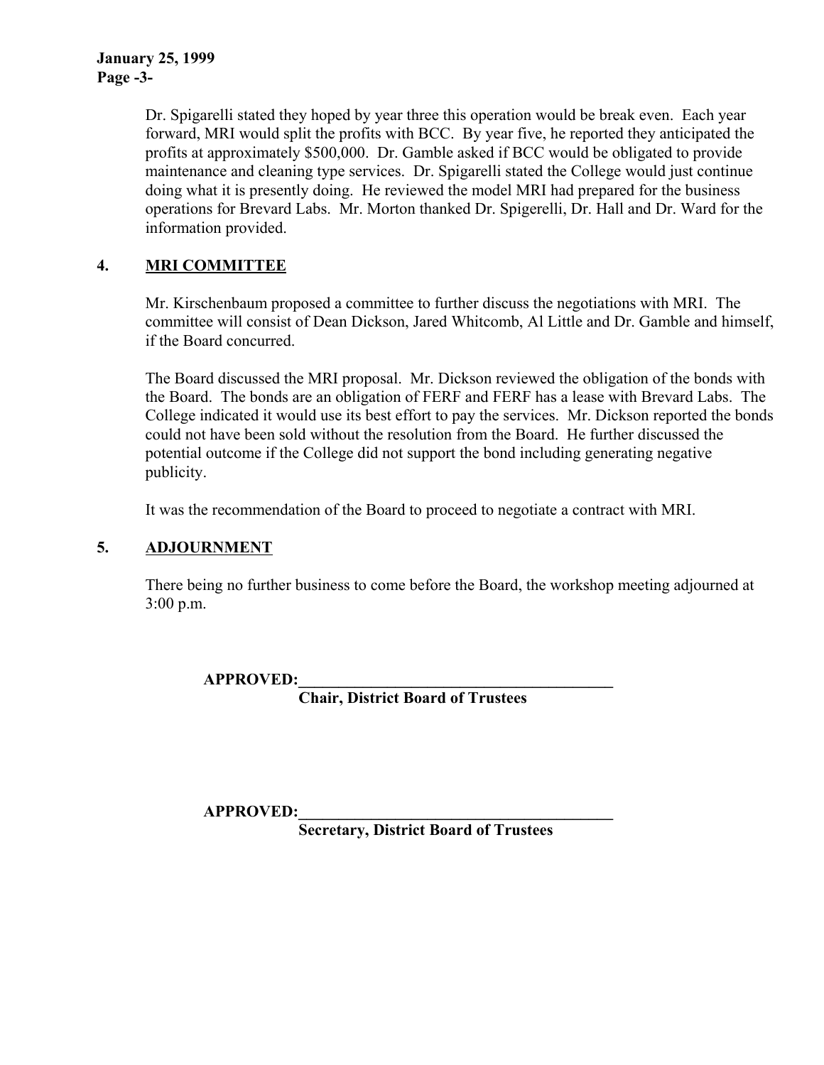Dr. Spigarelli stated they hoped by year three this operation would be break even. Each year forward, MRI would split the profits with BCC. By year five, he reported they anticipated the profits at approximately $500,000. Dr. Gamble asked if BCC would be obligated to provide maintenance and cleaning type services. Dr. Spigarelli stated the College would just continue doing what it is presently doing. He reviewed the model MRI had prepared for the business operations for Brevard Labs. Mr. Morton thanked Dr. Spigerelli, Dr. Hall and Dr. Ward for the information provided.

## 4. MRI COMMITTEE

Mr. Kirschenbaum proposed a committee to further discuss the negotiations with MRI. The committee will consist of Dean Dickson, Jared Whitcomb, Al Little and Dr. Gamble and himself, if the Board concurred.

The Board discussed the MRI proposal. Mr. Dickson reviewed the obligation of the bonds with the Board. The bonds are an obligation of FERF and FERF has a lease with Brevard Labs. The College indicated it would use its best effort to pay the services. Mr. Dickson reported the bonds could not have been sold without the resolution from the Board. He further discussed the potential outcome if the College did not support the bond including generating negative publicity.

It was the recommendation of the Board to proceed to negotiate a contract with MRI.

## 5. ADJOURNMENT

There being no further business to come before the Board, the workshop meeting adjourned at 3:00 p.m.

**APPROVED:**\_\_\_\_\_\_\_\_\_\_\_\_\_\_\_\_\_\_\_\_\_\_\_\_\_\_\_\_\_\_\_\_\_\_\_\_\_\_\_\_
**Chair, District Board of Trustees**

**APPROVED:**\_\_\_\_\_\_\_\_\_\_\_\_\_\_\_\_\_\_\_\_\_\_\_\_\_\_\_\_\_\_\_\_\_\_\_\_\_\_\_\_
**Secretary, District Board of Trustees**